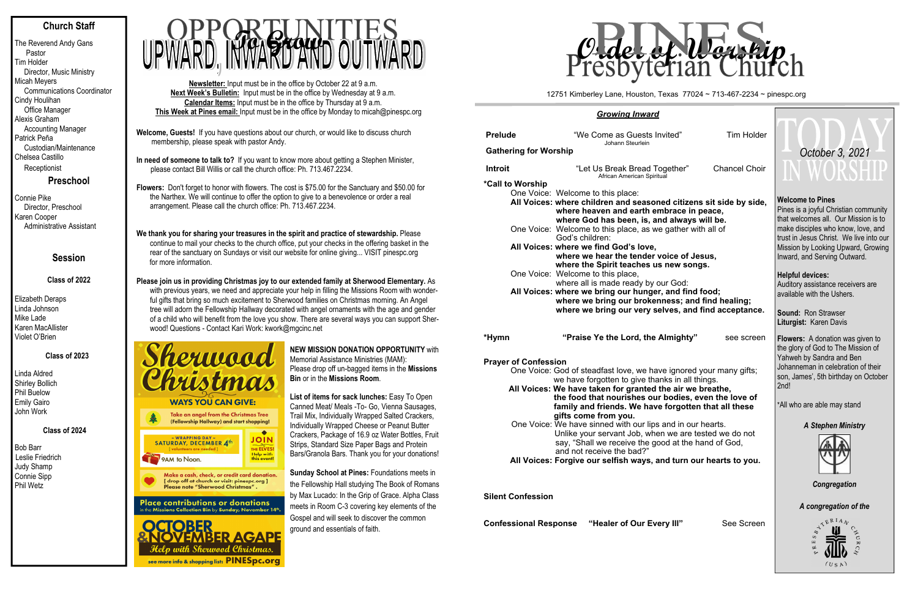## Church Staff

The Reverend Andy Gans
Pastor
Tim Holder
Director, Music Ministry
Micah Meyers
Communications Coordinator
Cindy Houlihan
Office Manager
Alexis Graham
Accounting Manager
Patrick Peña
Custodian/Maintenance
Chelsea Castillo
Receptionist

## Preschool

Connie Pike
Director, Preschool
Karen Cooper
Administrative Assistant

## Session

### Class of 2022

Elizabeth Deraps
Linda Johnson
Mike Lade
Karen MacAllister
Violet O'Brien

### Class of 2023

Linda Aldred
Shirley Bollich
Phil Buelow
Emily Gairo
John Work

### Class of 2024

Bob Barr
Leslie Friedrich
Judy Shamp
Connie Sipp
Phil Wetz

# OPPORTUNITIES To Grow UPWARD, INWARD AND OUTWARD

**Newsletter:** Input must be in the office by October 22 at 9 a.m.
**Next Week's Bulletin:** Input must be in the office by Wednesday at 9 a.m.
**Calendar Items:** Input must be in the office by Thursday at 9 a.m.
**This Week at Pines email:** Input must be in the office by Monday to micah@pinespc.org

**Welcome, Guests!** If you have questions about our church, or would like to discuss church membership, please speak with pastor Andy.

**In need of someone to talk to?** If you want to know more about getting a Stephen Minister, please contact Bill Willis or call the church office: Ph. 713.467.2234.

**Flowers:** Don't forget to honor with flowers. The cost is $75.00 for the Sanctuary and $50.00 for the Narthex. We will continue to offer the option to give to a benevolence or order a real arrangement. Please call the church office: Ph. 713.467.2234.

**We thank you for sharing your treasures in the spirit and practice of stewardship.** Please continue to mail your checks to the church office, put your checks in the offering basket in the rear of the sanctuary on Sundays or visit our website for online giving... VISIT pinespc.org for more information.

**Please join us in providing Christmas joy to our extended family at Sherwood Elementary.** As with previous years, we need and appreciate your help in filling the Missions Room with wonderful gifts that bring so much excitement to Sherwood families on Christmas morning. An Angel tree will adorn the Fellowship Hallway decorated with angel ornaments with the age and gender of a child who will benefit from the love you show. There are several ways you can support Sherwood! Questions - Contact Kari Work: kwork@mgcinc.net

**Sherwood Christmas**

WAYS YOU CAN GIVE:

Take an angel from the Christmas Tree (Fellowship Hallway) and start shopping!

~ WRAPPING DAY ~ SATURDAY, DECEMBER 4th [ volunteers are needed ] 9AM to Noon. JOIN THE ELVES! Help with this event!

Make a cash, check, or credit card donation. [ drop off at church or visit: pinespc.org ] Please note "Sherwood Christmas".

Place contributions or donations in the Missions Collection Bin by Sunday, November 14th.

OCTOBER & NOVEMBER AGAPE
Help with Sherwood Christmas.
see more info & shopping list: PINESpc.org

**NEW MISSION DONATION OPPORTUNITY** with Memorial Assistance Ministries (MAM): Please drop off un-bagged items in the **Missions Bin** or in the **Missions Room**.

**List of items for sack lunches:** Easy To Open Canned Meat/ Meals -To- Go, Vienna Sausages, Trail Mix, Individually Wrapped Salted Crackers, Individually Wrapped Cheese or Peanut Butter Crackers, Package of 16.9 oz Water Bottles, Fruit Strips, Standard Size Paper Bags and Protein Bars/Granola Bars. Thank you for your donations!

**Sunday School at Pines:** Foundations meets in the Fellowship Hall studying The Book of Romans by Max Lucado: In the Grip of Grace. Alpha Class meets in Room C-3 covering key elements of the Gospel and will seek to discover the common ground and essentials of faith.

# Order of Worship

PINES Presbyterian Church

12751 Kimberley Lane, Houston, Texas 77024 ~ 713-467-2234 ~ pinespc.org

### *Growing Inward*

**Prelude** "We Come as Guests Invited" — Tim Holder
Johann Steurlein

**Gathering for Worship**

**Introit** "Let Us Break Bread Together" — Chancel Choir
African American Spiritual

**\*Call to Worship**
One Voice: Welcome to this place:
**All Voices: where children and seasoned citizens sit side by side, where heaven and earth embrace in peace, where God has been, is, and always will be.**
One Voice: Welcome to this place, as we gather with all of God's children:
**All Voices: where we find God's love, where we hear the tender voice of Jesus, where the Spirit teaches us new songs.**
One Voice: Welcome to this place, where all is made ready by our God:
**All Voices: where we bring our hunger, and find food; where we bring our brokenness; and find healing; where we bring our very selves, and find acceptance.**

**\*Hymn** **"Praise Ye the Lord, the Almighty"** — see screen

**Prayer of Confession**
One Voice: God of steadfast love, we have ignored your many gifts; we have forgotten to give thanks in all things.
**All Voices: We have taken for granted the air we breathe, the food that nourishes our bodies, even the love of family and friends. We have forgotten that all these gifts come from you.**
One Voice: We have sinned with our lips and in our hearts. Unlike your servant Job, when we are tested we do not say, "Shall we receive the good at the hand of God, and not receive the bad?"
**All Voices: Forgive our selfish ways, and turn our hearts to you.**

**Silent Confession**

**Confessional Response** **"Healer of Our Every Ill"** — See Screen

# TODAY IN WORSHIP

*October 3, 2021*

**Welcome to Pines**
Pines is a joyful Christian community that welcomes all. Our Mission is to make disciples who know, love, and trust in Jesus Christ. We live into our Mission by Looking Upward, Growing Inward, and Serving Outward.

**Helpful devices:**
Auditory assistance receivers are available with the Ushers.

**Sound:** Ron Strawser
**Liturgist:** Karen Davis

**Flowers:** A donation was given to the glory of God to The Mission of Yahweh by Sandra and Ben Johanneman in celebration of their son, James', 5th birthday on October 2nd!

\*All who are able may stand

***A Stephen Ministry***

***Congregation***

***A congregation of the***

PRESBYTERIAN CHURCH (USA)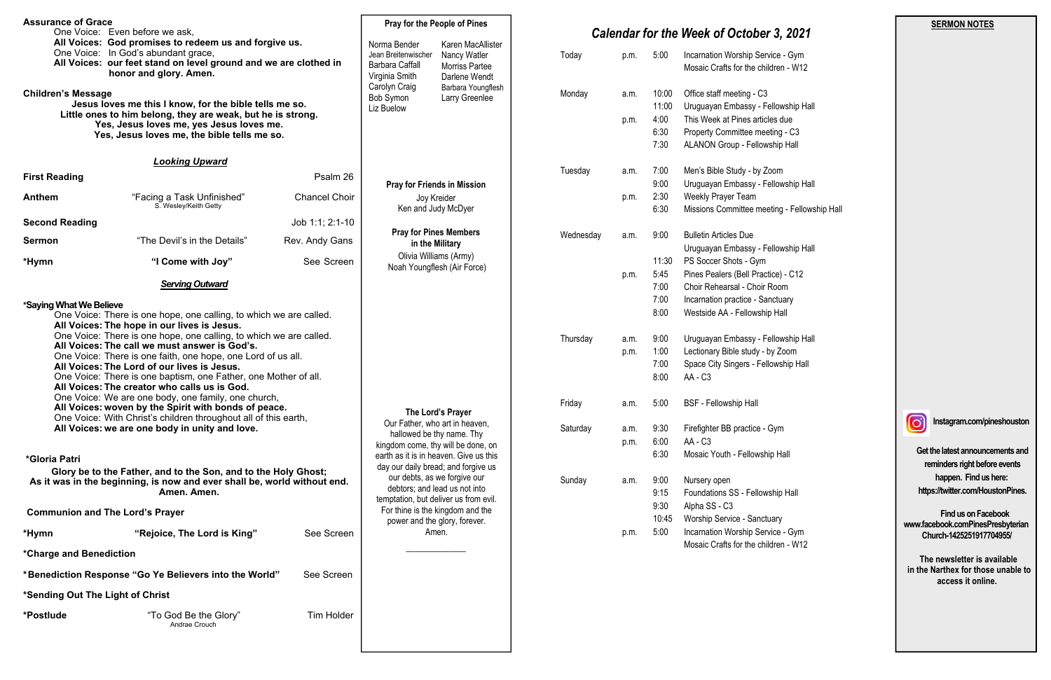**Assurance of Grace**

One Voice: Even before we ask,
**All Voices: God promises to redeem us and forgive us.**
One Voice: In God's abundant grace,
**All Voices: our feet stand on level ground and we are clothed in honor and glory. Amen.**

**Children's Message**

**Jesus loves me this I know, for the bible tells me so.**
**Little ones to him belong, they are weak, but he is strong.**
**Yes, Jesus loves me, yes Jesus loves me.**
**Yes, Jesus loves me, the bible tells me so.**

***Looking Upward***

| | | |
|---|---|---|
| **First Reading** | | Psalm 26 |
| **Anthem** | "Facing a Task Unfinished" S. Wesley/Keith Getty | Chancel Choir |
| **Second Reading** | | Job 1:1; 2:1-10 |
| **Sermon** | "The Devil's in the Details" | Rev. Andy Gans |
| ***Hymn** | **"I Come with Joy"** | See Screen |

***Serving Outward***

**\*Saying What We Believe**

One Voice: There is one hope, one calling, to which we are called.
**All Voices: The hope in our lives is Jesus.**
One Voice: There is one hope, one calling, to which we are called.
**All Voices: The call we must answer is God's.**
One Voice: There is one faith, one hope, one Lord of us all.
**All Voices: The Lord of our lives is Jesus.**
One Voice: There is one baptism, one Father, one Mother of all.
**All Voices: The creator who calls us is God.**
One Voice: We are one body, one family, one church,
**All Voices: woven by the Spirit with bonds of peace.**
One Voice: With Christ's children throughout all of this earth,
**All Voices: we are one body in unity and love.**

**\*Gloria Patri**

**Glory be to the Father, and to the Son, and to the Holy Ghost;**
**As it was in the beginning, is now and ever shall be, world without end. Amen. Amen.**

**Communion and The Lord's Prayer**

| | | |
|---|---|---|
| ***Hymn** | **"Rejoice, The Lord is King"** | See Screen |
| ***Charge and Benediction** | | |
| ***Benediction Response "Go Ye Believers into the World"** | | See Screen |
| ***Sending Out The Light of Christ** | | |
| ***Postlude** | "To God Be the Glory" Andrae Crouch | Tim Holder |

**Pray for the People of Pines**

Norma Bender
Jean Breitenwischer
Barbara Caffall
Virginia Smith
Carolyn Craig
Bob Symon
Liz Buelow
Karen MacAllister
Nancy Watler
Morriss Partee
Darlene Wendt
Barbara Youngflesh
Larry Greenlee

**Pray for Friends in Mission**

Joy Kreider
Ken and Judy McDyer

**Pray for Pines Members in the Military**

Olivia Williams (Army)
Noah Youngflesh (Air Force)

**The Lord's Prayer**

Our Father, who art in heaven, hallowed be thy name. Thy kingdom come, thy will be done, on earth as it is in heaven. Give us this day our daily bread; and forgive us our debts, as we forgive our debtors; and lead us not into temptation, but deliver us from evil. For thine is the kingdom and the power and the glory, forever. Amen.

## *Calendar for the Week of October 3, 2021*

| | | | |
|---|---|---|---|
| Today | p.m. | 5:00 | Incarnation Worship Service - Gym |
| | | | Mosaic Crafts for the children - W12 |
| Monday | a.m. | 10:00 | Office staff meeting - C3 |
| | | 11:00 | Uruguayan Embassy - Fellowship Hall |
| | p.m. | 4:00 | This Week at Pines articles due |
| | | 6:30 | Property Committee meeting - C3 |
| | | 7:30 | ALANON Group - Fellowship Hall |
| Tuesday | a.m. | 7:00 | Men's Bible Study - by Zoom |
| | | 9:00 | Uruguayan Embassy - Fellowship Hall |
| | p.m. | 2:30 | Weekly Prayer Team |
| | | 6:30 | Missions Committee meeting - Fellowship Hall |
| Wednesday | a.m. | 9:00 | Bulletin Articles Due |
| | | | Uruguayan Embassy - Fellowship Hall |
| | | 11:30 | PS Soccer Shots - Gym |
| | p.m. | 5:45 | Pines Pealers (Bell Practice) - C12 |
| | | 7:00 | Choir Rehearsal - Choir Room |
| | | 7:00 | Incarnation practice - Sanctuary |
| | | 8:00 | Westside AA - Fellowship Hall |
| Thursday | a.m. | 9:00 | Uruguayan Embassy - Fellowship Hall |
| | p.m. | 1:00 | Lectionary Bible study - by Zoom |
| | | 7:00 | Space City Singers - Fellowship Hall |
| | | 8:00 | AA - C3 |
| Friday | a.m. | 5:00 | BSF - Fellowship Hall |
| Saturday | a.m. | 9:30 | Firefighter BB practice - Gym |
| | p.m. | 6:00 | AA - C3 |
| | | 6:30 | Mosaic Youth - Fellowship Hall |
| Sunday | a.m. | 9:00 | Nursery open |
| | | 9:15 | Foundations SS - Fellowship Hall |
| | | 9:30 | Alpha SS - C3 |
| | | 10:45 | Worship Service - Sanctuary |
| | p.m. | 5:00 | Incarnation Worship Service - Gym |
| | | | Mosaic Crafts for the children - W12 |

**SERMON NOTES**

**Instagram.com/pineshouston**

**Get the latest announcements and reminders right before events happen. Find us here: https://twitter.com/HoustonPines.**

**Find us on Facebook www.facebook.comPinesPresbyterian Church-1425251917704955/**

**The newsletter is available in the Narthex for those unable to access it online.**